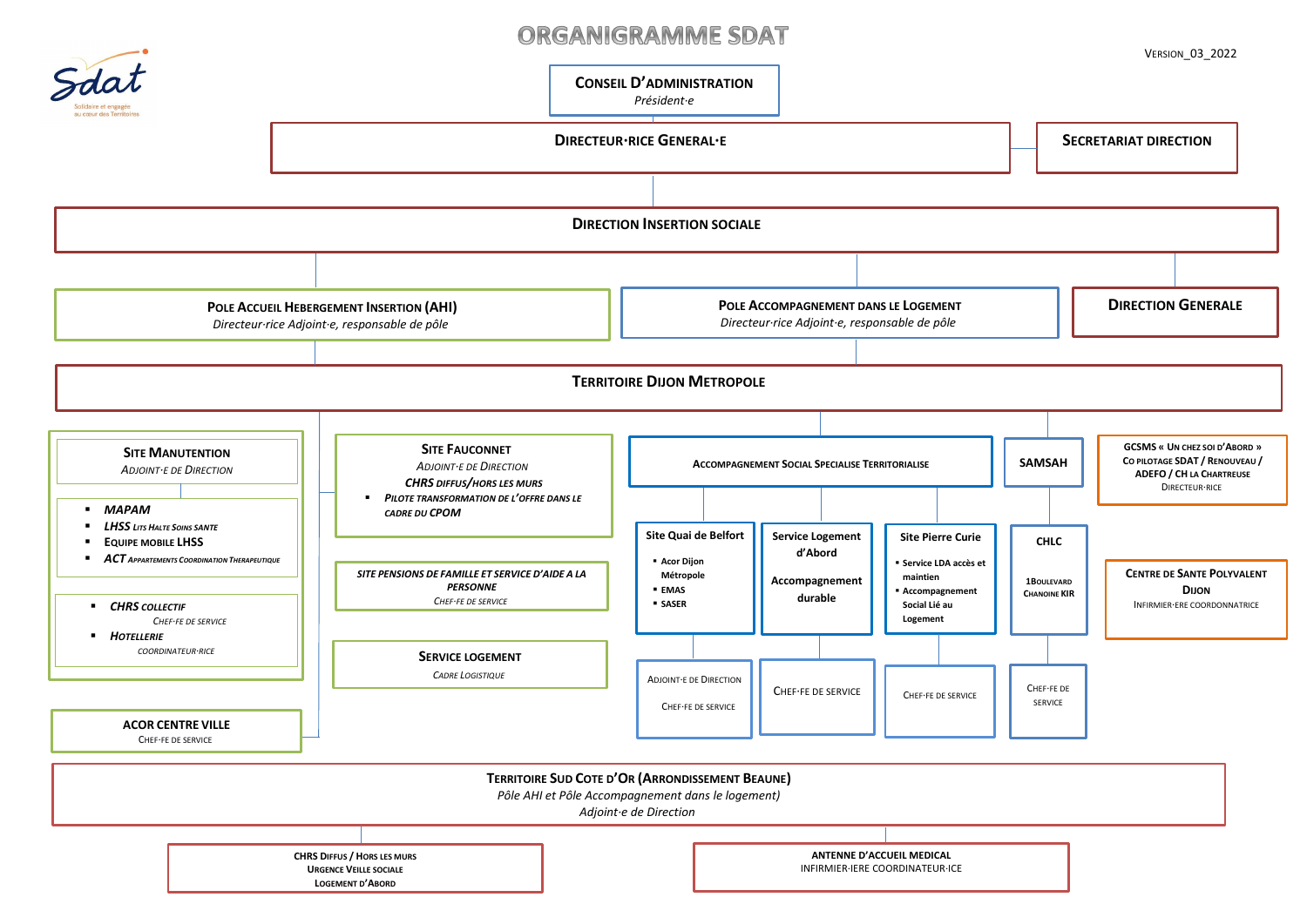# ORGANIGRAMME SDAT

Version_03_2022

Sdat — Solidaire et engagée au cœur des Territoires

**Conseil d'administration**
*Président·e*

**Directeur·rice Général·e**

**Secrétariat direction**

## Direction Insertion sociale

**Pole Accueil Hebergement Insertion (AHI)**
*Directeur·rice Adjoint·e, responsable de pôle*

**Pole Accompagnement dans le Logement**
*Directeur·rice Adjoint·e, responsable de pôle*

**Direction Generale**

## Territoire Dijon Metropole

**Site Manutention**
*Adjoint·e de Direction*

- *MAPAM*
- *LHSS Lits Halte Soins Sante*
- Equipe mobile LHSS
- *ACT Appartements Coordination Therapeutique*

- *CHRS collectif*
  *Chef·fe de service*
- *Hotellerie*
  *coordinateur·rice*

**ACOR Centre Ville**
Chef·fe de service

**Site Fauconnet**
*Adjoint·e de Direction*
*CHRS diffus/hors les murs*
- *Pilote transformation de l'offre dans le cadre du CPOM*

*Site Pensions de famille et service d'aide a la personne*
*Chef·fe de service*

**Service Logement**
*Cadre Logistique*

**Accompagnement Social Specialise Territorialise**

**Site Quai de Belfort**
- Acor Dijon Métropole
- EMAS
- SASER

Adjoint·e de Direction
Chef·fe de service

**Service Logement d'Abord**
**Accompagnement durable**

Chef·fe de service

**Site Pierre Curie**
- Service LDA accès et maintien
- Accompagnement Social Lié au Logement

Chef·fe de service

**SAMSAH**

**CHLC**
1Boulevard Chanoine KIR

Chef·fe de service

**GCSMS « Un chez soi d'Abord »**
**Co pilotage SDAT / Renouveau / ADEFO / CH la Chartreuse**
Directeur·rice

**Centre de Sante Polyvalent Dijon**
Infirmier·ere coordonnatrice

## Territoire Sud Cote d'Or (Arrondissement Beaune)

*Pôle AHI et Pôle Accompagnement dans le logement)*
*Adjoint·e de Direction*

**CHRS Diffus / Hors les murs**
**Urgence Veille sociale**
**Logement d'Abord**

**Antenne d'accueil medical**
Infirmier·iere coordinateur·ice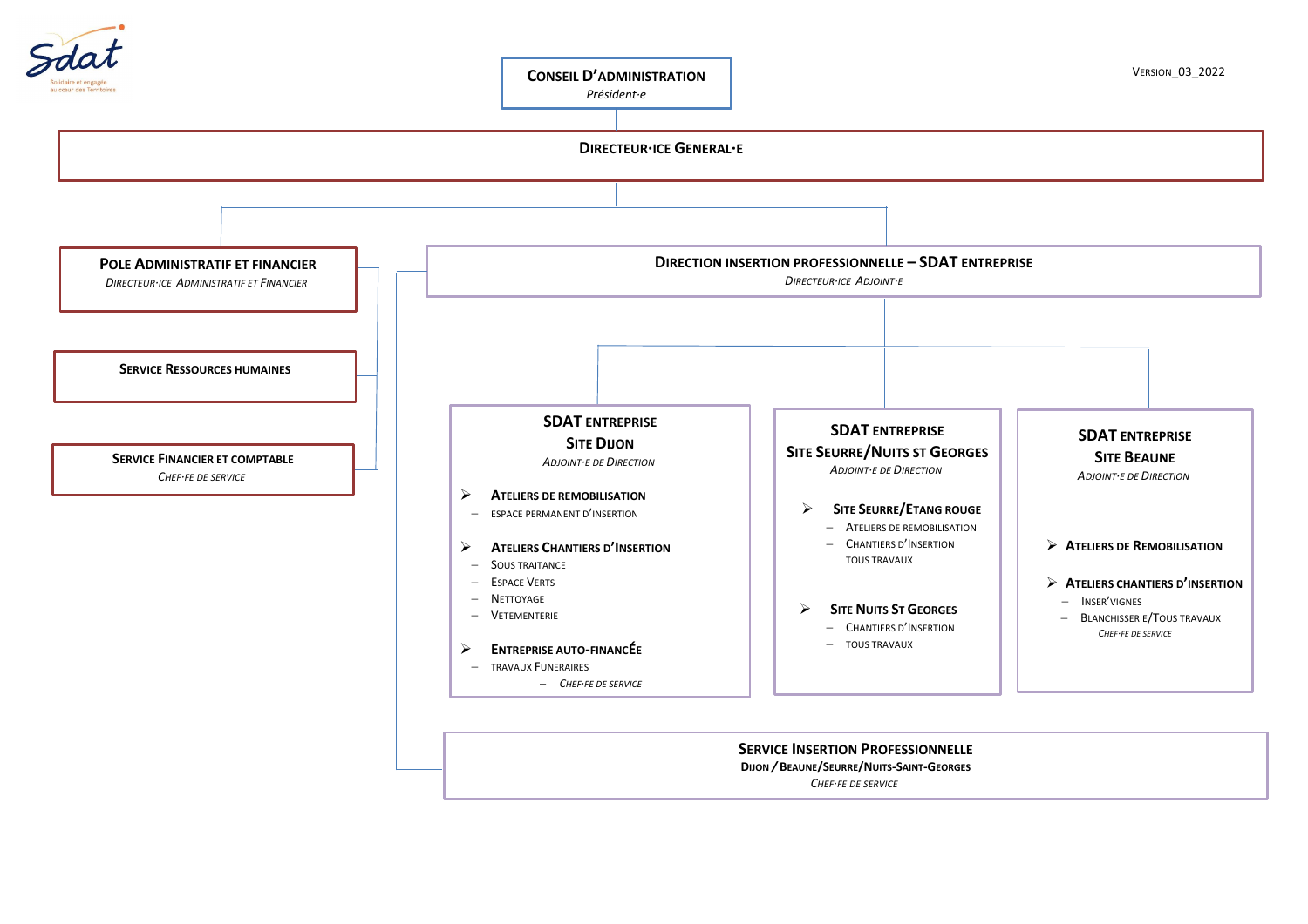Sdat
Solidaire et engagée au cœur des Territoires

Version_03_2022

## Conseil d'administration
*Président·e*

## Directeur·ice Général·e

### Pole Administratif et Financier
*Directeur·ice Administratif et Financier*

### Service Ressources Humaines

### Service Financier et comptable
*Chef·fe de service*

### Direction Insertion Professionnelle – SDAT Entreprise
*Directeur·ice Adjoint·e*

#### SDAT Entreprise Site Dijon
*Adjoint·e de Direction*

- **Ateliers de remobilisation**
  - Espace permanent d'insertion
- **Ateliers Chantiers d'Insertion**
  - Sous traitance
  - Espace Verts
  - Nettoyage
  - Vetementerie
- **Entreprise auto-financée**
  - Travaux Funeraires
  - *Chef·fe de service*

#### SDAT Entreprise Site Seurre/Nuits St Georges
*Adjoint·e de Direction*

- **Site Seurre/Etang Rouge**
  - Ateliers de remobilisation
  - Chantiers d'insertion tous travaux
- **Site Nuits St Georges**
  - Chantiers d'insertion
  - Tous travaux

#### SDAT Entreprise Site Beaune
*Adjoint·e de Direction*

- **Ateliers de Remobilisation**
- **Ateliers Chantiers d'insertion**
  - Inser'vignes
  - Blanchisserie/Tous travaux

  *Chef·fe de service*

### Service Insertion Professionnelle
**Dijon / Beaune/Seurre/Nuits-Saint-Georges**
*Chef·fe de service*